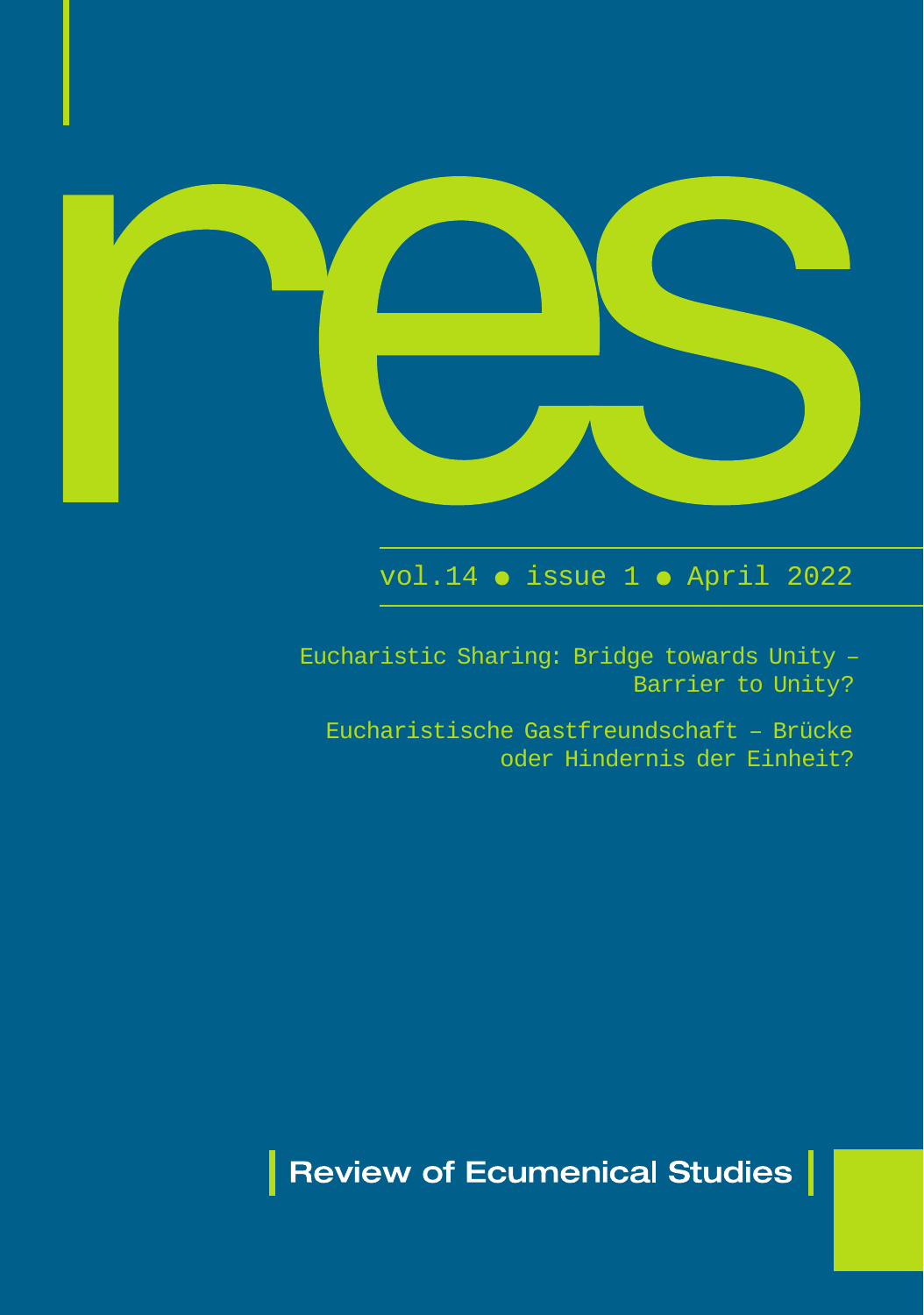# res

vol.14 • issue 1 • April 2022

Eucharistic Sharing: Bridge towards Unity – Barrier to Unity?

Eucharistische Gastfreundschaft – Brücke oder Hindernis der Einheit?

**Review of Ecumenical Studies**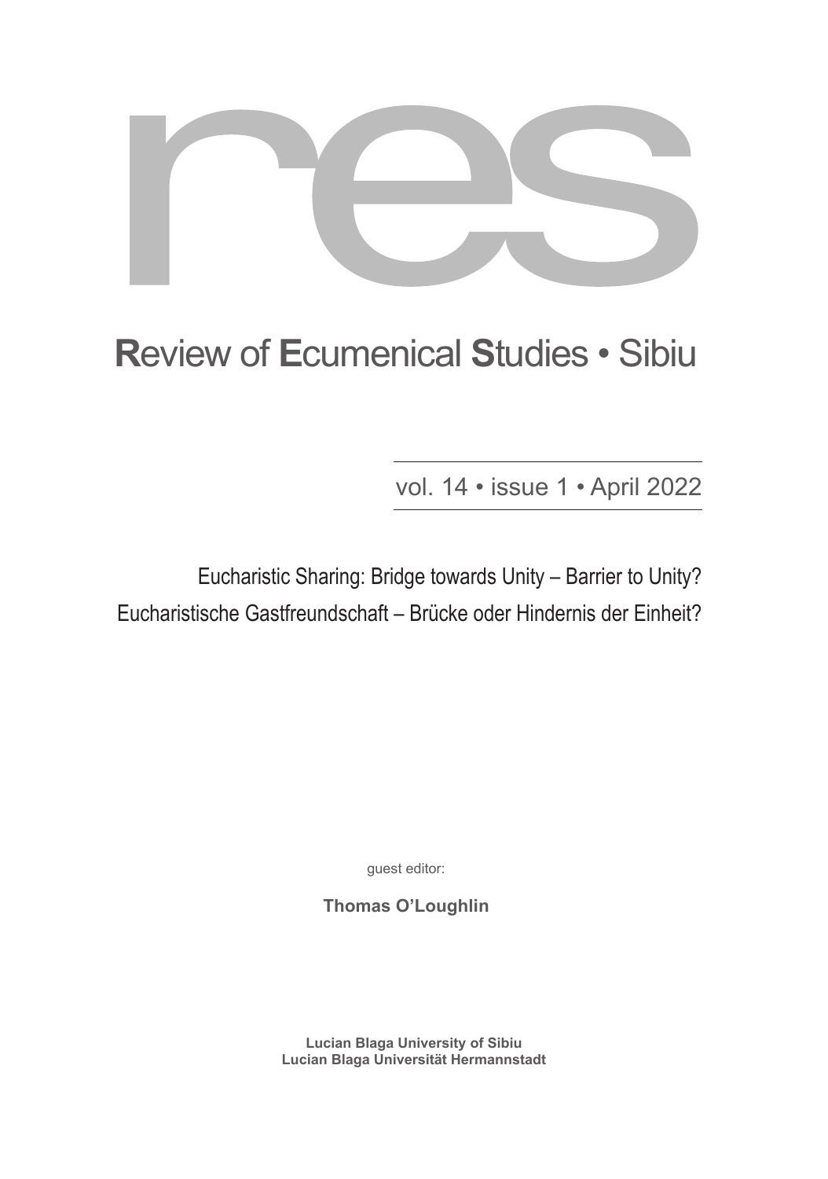# res

# **R**eview of **E**cumenical **S**tudies • Sibiu

vol. 14 • issue 1 • April 2022

Eucharistic Sharing: Bridge towards Unity – Barrier to Unity?

Eucharistische Gastfreundschaft – Brücke oder Hindernis der Einheit?

guest editor:

**Thomas O'Loughlin**

**Lucian Blaga University of Sibiu**
**Lucian Blaga Universität Hermannstadt**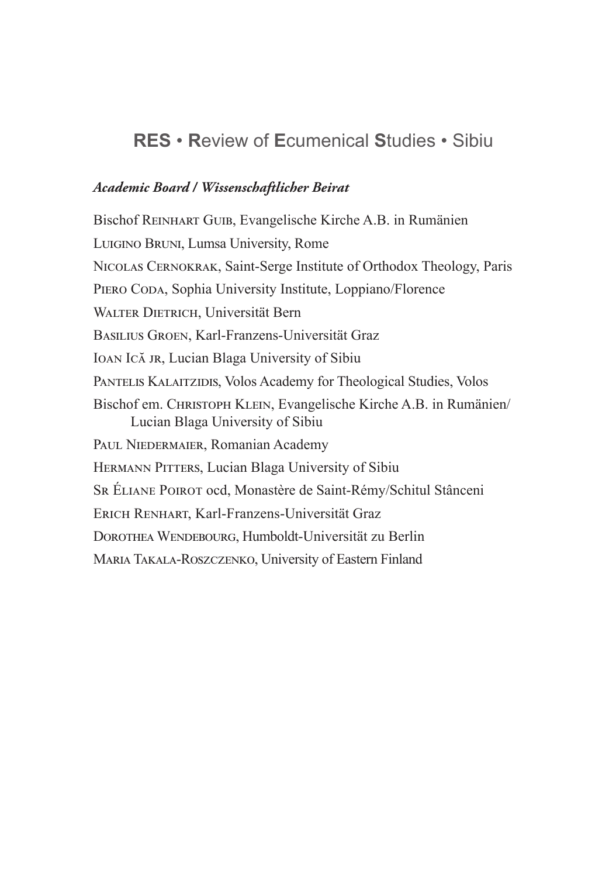# **RES** • **R**eview of **E**cumenical **S**tudies • Sibiu

***Academic Board / Wissenschaftlicher Beirat***

Bischof Reinhart Guib, Evangelische Kirche A.B. in Rumänien

Luigino Bruni, Lumsa University, Rome

Nicolas Cernokrak, Saint-Serge Institute of Orthodox Theology, Paris

Piero Coda, Sophia University Institute, Loppiano/Florence

Walter Dietrich, Universität Bern

Basilius Groen, Karl-Franzens-Universität Graz

Ioan Ică jr, Lucian Blaga University of Sibiu

Pantelis Kalaitzidis, Volos Academy for Theological Studies, Volos

Bischof em. Christoph Klein, Evangelische Kirche A.B. in Rumänien/ Lucian Blaga University of Sibiu

Paul Niedermaier, Romanian Academy

Hermann Pitters, Lucian Blaga University of Sibiu

Sr Éliane Poirot ocd, Monastère de Saint-Rémy/Schitul Stânceni

Erich Renhart, Karl-Franzens-Universität Graz

Dorothea Wendebourg, Humboldt-Universität zu Berlin

Maria Takala-Roszczenko, University of Eastern Finland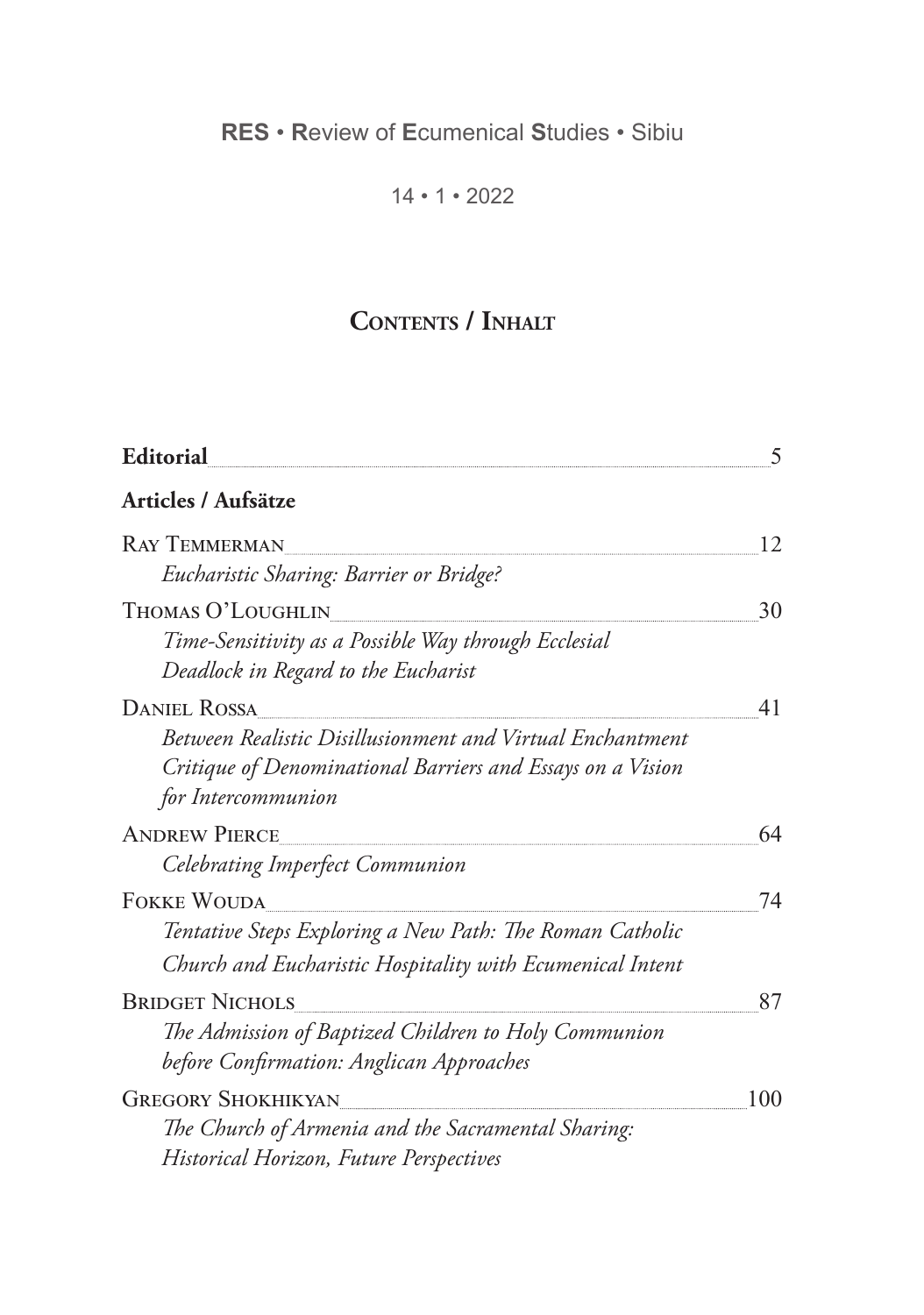**RES** • **R**eview of **E**cumenical **S**tudies • Sibiu

14 • 1 • 2022

# Contents / Inhalt

**Editorial** 5

## Articles / Aufsätze

Ray Temmerman 12
*Eucharistic Sharing: Barrier or Bridge?*

Thomas O'Loughlin 30
*Time-Sensitivity as a Possible Way through Ecclesial Deadlock in Regard to the Eucharist*

Daniel Rossa 41
*Between Realistic Disillusionment and Virtual Enchantment Critique of Denominational Barriers and Essays on a Vision for Intercommunion*

Andrew Pierce 64
*Celebrating Imperfect Communion*

Fokke Wouda 74
*Tentative Steps Exploring a New Path: The Roman Catholic Church and Eucharistic Hospitality with Ecumenical Intent*

Bridget Nichols 87
*The Admission of Baptized Children to Holy Communion before Confirmation: Anglican Approaches*

Gregory Shokhikyan 100
*The Church of Armenia and the Sacramental Sharing: Historical Horizon, Future Perspectives*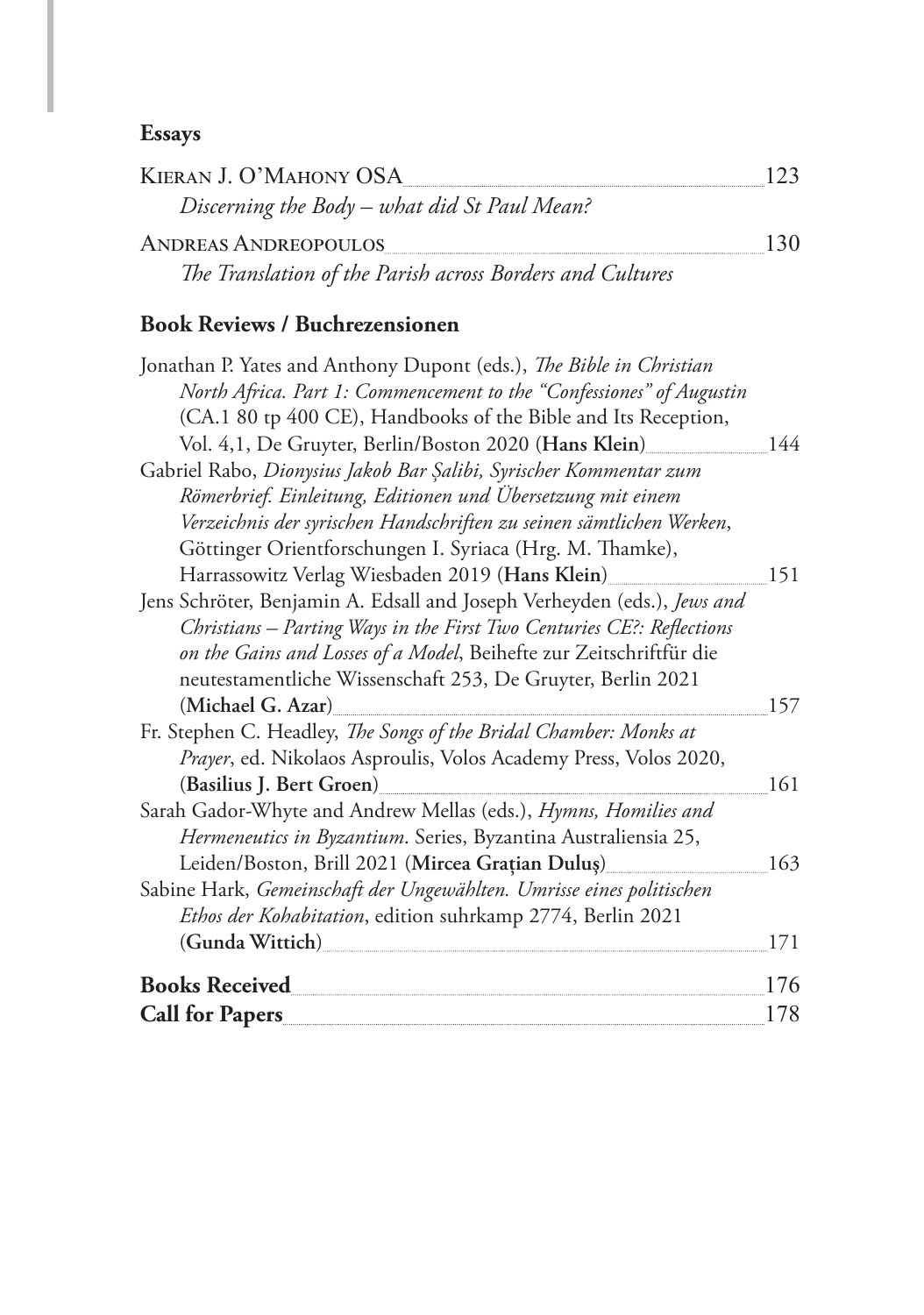## Essays

Kieran J. O'Mahony OSA ........ 123
*Discerning the Body – what did St Paul Mean?*

Andreas Andreopoulos ........ 130
*The Translation of the Parish across Borders and Cultures*

## Book Reviews / Buchrezensionen

Jonathan P. Yates and Anthony Dupont (eds.), *The Bible in Christian North Africa. Part 1: Commencement to the "Confessiones" of Augustin* (CA.1 80 tp 400 CE), Handbooks of the Bible and Its Reception, Vol. 4,1, De Gruyter, Berlin/Boston 2020 (**Hans Klein**) ........ 144

Gabriel Rabo, *Dionysius Jakob Bar Ṣalibi, Syrischer Kommentar zum Römerbrief. Einleitung, Editionen und Übersetzung mit einem Verzeichnis der syrischen Handschriften zu seinen sämtlichen Werken*, Göttinger Orientforschungen I. Syriaca (Hrg. M. Thamke), Harrassowitz Verlag Wiesbaden 2019 (**Hans Klein**) ........ 151

Jens Schröter, Benjamin A. Edsall and Joseph Verheyden (eds.), *Jews and Christians – Parting Ways in the First Two Centuries CE?: Reflections on the Gains and Losses of a Model*, Beihefte zur Zeitschriftfür die neutestamentliche Wissenschaft 253, De Gruyter, Berlin 2021 (**Michael G. Azar**) ........ 157

Fr. Stephen C. Headley, *The Songs of the Bridal Chamber: Monks at Prayer*, ed. Nikolaos Asproulis, Volos Academy Press, Volos 2020, (**Basilius J. Bert Groen**) ........ 161

Sarah Gador-Whyte and Andrew Mellas (eds.), *Hymns, Homilies and Hermeneutics in Byzantium*. Series, Byzantina Australiensia 25, Leiden/Boston, Brill 2021 (**Mircea Grațian Duluș**) ........ 163

Sabine Hark, *Gemeinschaft der Ungewählten. Umrisse eines politischen Ethos der Kohabitation*, edition suhrkamp 2774, Berlin 2021 (**Gunda Wittich**) ........ 171

**Books Received** ........ 176

**Call for Papers** ........ 178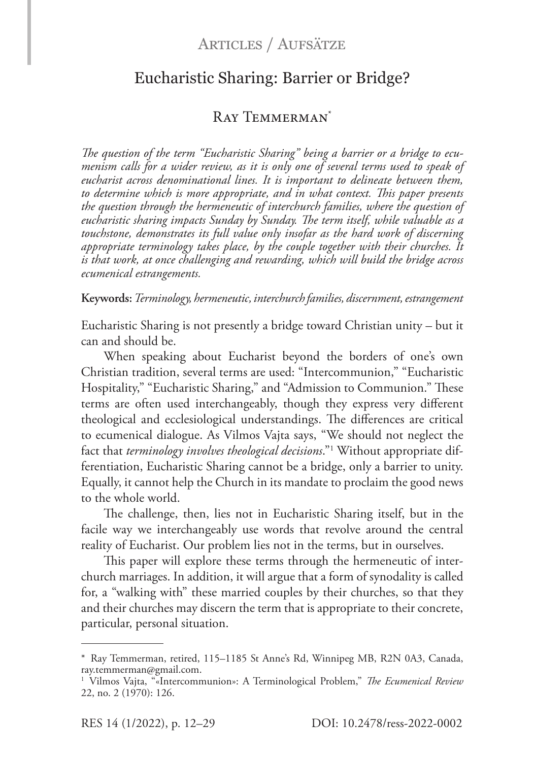Articles / Aufsätze

# Eucharistic Sharing: Barrier or Bridge?

## Ray Temmerman*

*The question of the term "Eucharistic Sharing" being a barrier or a bridge to ecumenism calls for a wider review, as it is only one of several terms used to speak of eucharist across denominational lines. It is important to delineate between them, to determine which is more appropriate, and in what context. This paper presents the question through the hermeneutic of interchurch families, where the question of eucharistic sharing impacts Sunday by Sunday. The term itself, while valuable as a touchstone, demonstrates its full value only insofar as the hard work of discerning appropriate terminology takes place, by the couple together with their churches. It is that work, at once challenging and rewarding, which will build the bridge across ecumenical estrangements.*

**Keywords:** *Terminology, hermeneutic, interchurch families, discernment, estrangement*

Eucharistic Sharing is not presently a bridge toward Christian unity – but it can and should be.

When speaking about Eucharist beyond the borders of one's own Christian tradition, several terms are used: "Intercommunion," "Eucharistic Hospitality," "Eucharistic Sharing," and "Admission to Communion." These terms are often used interchangeably, though they express very different theological and ecclesiological understandings. The differences are critical to ecumenical dialogue. As Vilmos Vajta says, "We should not neglect the fact that *terminology involves theological decisions*."[1] Without appropriate differentiation, Eucharistic Sharing cannot be a bridge, only a barrier to unity. Equally, it cannot help the Church in its mandate to proclaim the good news to the whole world.

The challenge, then, lies not in Eucharistic Sharing itself, but in the facile way we interchangeably use words that revolve around the central reality of Eucharist. Our problem lies not in the terms, but in ourselves.

This paper will explore these terms through the hermeneutic of interchurch marriages. In addition, it will argue that a form of synodality is called for, a "walking with" these married couples by their churches, so that they and their churches may discern the term that is appropriate to their concrete, particular, personal situation.

---

\* Ray Temmerman, retired, 115–1185 St Anne's Rd, Winnipeg MB, R2N 0A3, Canada, ray.temmerman@gmail.com.

[1] Vilmos Vajta, "«Intercommunion»: A Terminological Problem," *The Ecumenical Review* 22, no. 2 (1970): 126.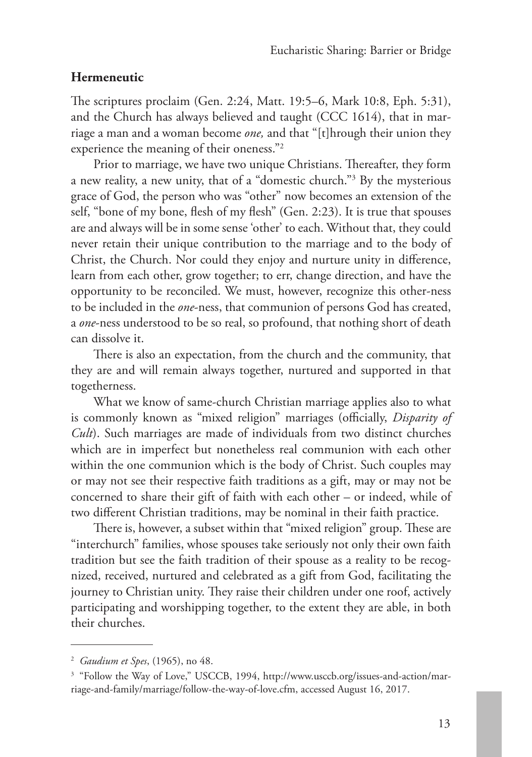## Hermeneutic

The scriptures proclaim (Gen. 2:24, Matt. 19:5–6, Mark 10:8, Eph. 5:31), and the Church has always believed and taught (CCC 1614), that in marriage a man and a woman become *one,* and that "[t]hrough their union they experience the meaning of their oneness."[2]

Prior to marriage, we have two unique Christians. Thereafter, they form a new reality, a new unity, that of a "domestic church."[3] By the mysterious grace of God, the person who was "other" now becomes an extension of the self, "bone of my bone, flesh of my flesh" (Gen. 2:23). It is true that spouses are and always will be in some sense 'other' to each. Without that, they could never retain their unique contribution to the marriage and to the body of Christ, the Church. Nor could they enjoy and nurture unity in difference, learn from each other, grow together; to err, change direction, and have the opportunity to be reconciled. We must, however, recognize this other-ness to be included in the *one*-ness, that communion of persons God has created, a *one*-ness understood to be so real, so profound, that nothing short of death can dissolve it.

There is also an expectation, from the church and the community, that they are and will remain always together, nurtured and supported in that togetherness.

What we know of same-church Christian marriage applies also to what is commonly known as "mixed religion" marriages (officially, *Disparity of Cult*). Such marriages are made of individuals from two distinct churches which are in imperfect but nonetheless real communion with each other within the one communion which is the body of Christ. Such couples may or may not see their respective faith traditions as a gift, may or may not be concerned to share their gift of faith with each other – or indeed, while of two different Christian traditions, may be nominal in their faith practice.

There is, however, a subset within that "mixed religion" group. These are "interchurch" families, whose spouses take seriously not only their own faith tradition but see the faith tradition of their spouse as a reality to be recognized, received, nurtured and celebrated as a gift from God, facilitating the journey to Christian unity. They raise their children under one roof, actively participating and worshipping together, to the extent they are able, in both their churches.

---

[2] *Gaudium et Spes*, (1965), no 48.

[3] "Follow the Way of Love," USCCB, 1994, http://www.usccb.org/issues-and-action/marriage-and-family/marriage/follow-the-way-of-love.cfm, accessed August 16, 2017.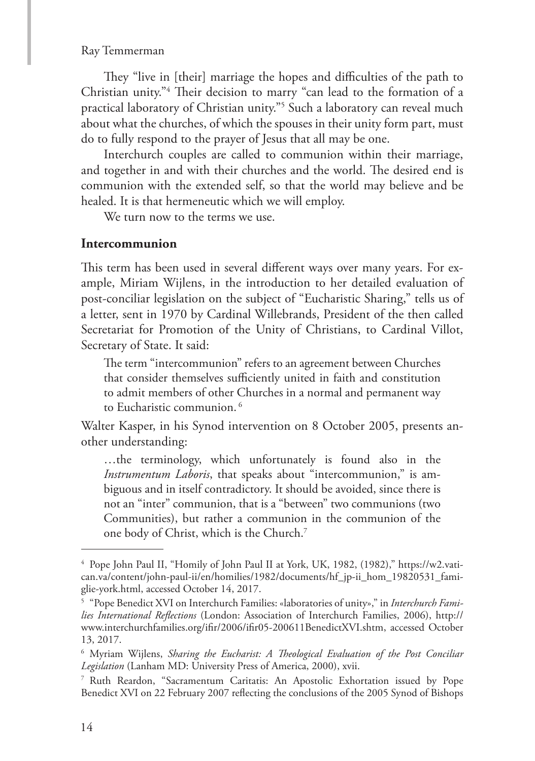They "live in [their] marriage the hopes and difficulties of the path to Christian unity."[4] Their decision to marry "can lead to the formation of a practical laboratory of Christian unity."[5] Such a laboratory can reveal much about what the churches, of which the spouses in their unity form part, must do to fully respond to the prayer of Jesus that all may be one.

Interchurch couples are called to communion within their marriage, and together in and with their churches and the world. The desired end is communion with the extended self, so that the world may believe and be healed. It is that hermeneutic which we will employ.

We turn now to the terms we use.

## Intercommunion

This term has been used in several different ways over many years. For example, Miriam Wijlens, in the introduction to her detailed evaluation of post-conciliar legislation on the subject of "Eucharistic Sharing," tells us of a letter, sent in 1970 by Cardinal Willebrands, President of the then called Secretariat for Promotion of the Unity of Christians, to Cardinal Villot, Secretary of State. It said:

> The term "intercommunion" refers to an agreement between Churches that consider themselves sufficiently united in faith and constitution to admit members of other Churches in a normal and permanent way to Eucharistic communion. [6]

Walter Kasper, in his Synod intervention on 8 October 2005, presents another understanding:

> …the terminology, which unfortunately is found also in the *Instrumentum Laboris*, that speaks about "intercommunion," is ambiguous and in itself contradictory. It should be avoided, since there is not an "inter" communion, that is a "between" two communions (two Communities), but rather a communion in the communion of the one body of Christ, which is the Church.[7]

---

[4] Pope John Paul II, "Homily of John Paul II at York, UK, 1982, (1982)," https://w2.vatican.va/content/john-paul-ii/en/homilies/1982/documents/hf_jp-ii_hom_19820531_famiglie-york.html, accessed October 14, 2017.

[5] "Pope Benedict XVI on Interchurch Families: «laboratories of unity»," in *Interchurch Families International Reflections* (London: Association of Interchurch Families, 2006), http://www.interchurchfamilies.org/ifir/2006/ifir05-200611BenedictXVI.shtm, accessed October 13, 2017.

[6] Myriam Wijlens, *Sharing the Eucharist: A Theological Evaluation of the Post Conciliar Legislation* (Lanham MD: University Press of America, 2000), xvii.

[7] Ruth Reardon, "Sacramentum Caritatis: An Apostolic Exhortation issued by Pope Benedict XVI on 22 February 2007 reflecting the conclusions of the 2005 Synod of Bishops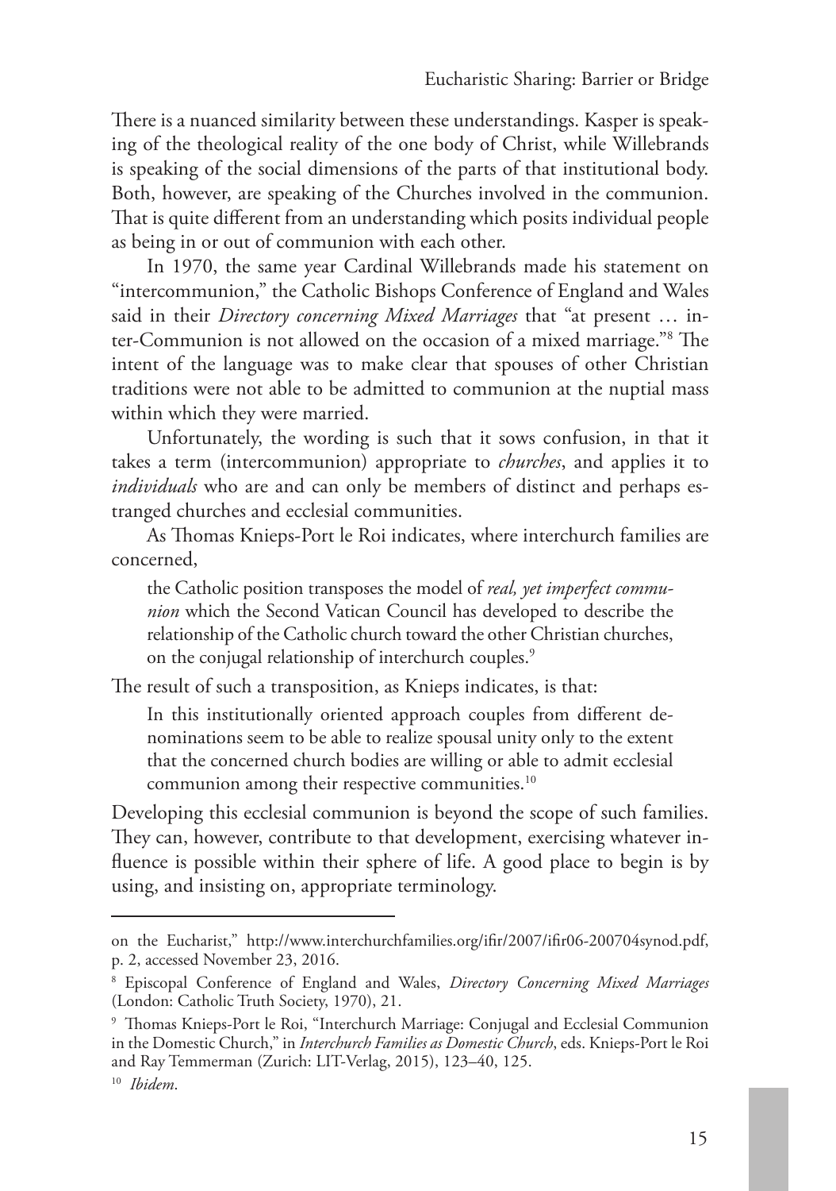There is a nuanced similarity between these understandings. Kasper is speaking of the theological reality of the one body of Christ, while Willebrands is speaking of the social dimensions of the parts of that institutional body. Both, however, are speaking of the Churches involved in the communion. That is quite different from an understanding which posits individual people as being in or out of communion with each other.

In 1970, the same year Cardinal Willebrands made his statement on "intercommunion," the Catholic Bishops Conference of England and Wales said in their *Directory concerning Mixed Marriages* that "at present … inter-Communion is not allowed on the occasion of a mixed marriage."[8] The intent of the language was to make clear that spouses of other Christian traditions were not able to be admitted to communion at the nuptial mass within which they were married.

Unfortunately, the wording is such that it sows confusion, in that it takes a term (intercommunion) appropriate to *churches*, and applies it to *individuals* who are and can only be members of distinct and perhaps estranged churches and ecclesial communities.

As Thomas Knieps-Port le Roi indicates, where interchurch families are concerned,

> the Catholic position transposes the model of *real, yet imperfect communion* which the Second Vatican Council has developed to describe the relationship of the Catholic church toward the other Christian churches, on the conjugal relationship of interchurch couples.[9]

The result of such a transposition, as Knieps indicates, is that:

> In this institutionally oriented approach couples from different denominations seem to be able to realize spousal unity only to the extent that the concerned church bodies are willing or able to admit ecclesial communion among their respective communities.[10]

Developing this ecclesial communion is beyond the scope of such families. They can, however, contribute to that development, exercising whatever influence is possible within their sphere of life. A good place to begin is by using, and insisting on, appropriate terminology.

---

on the Eucharist," http://www.interchurchfamilies.org/ifir/2007/ifir06-200704synod.pdf, p. 2, accessed November 23, 2016.

[8] Episcopal Conference of England and Wales, *Directory Concerning Mixed Marriages* (London: Catholic Truth Society, 1970), 21.

[9] Thomas Knieps-Port le Roi, "Interchurch Marriage: Conjugal and Ecclesial Communion in the Domestic Church," in *Interchurch Families as Domestic Church*, eds. Knieps-Port le Roi and Ray Temmerman (Zurich: LIT-Verlag, 2015), 123–40, 125.

[10] *Ibidem*.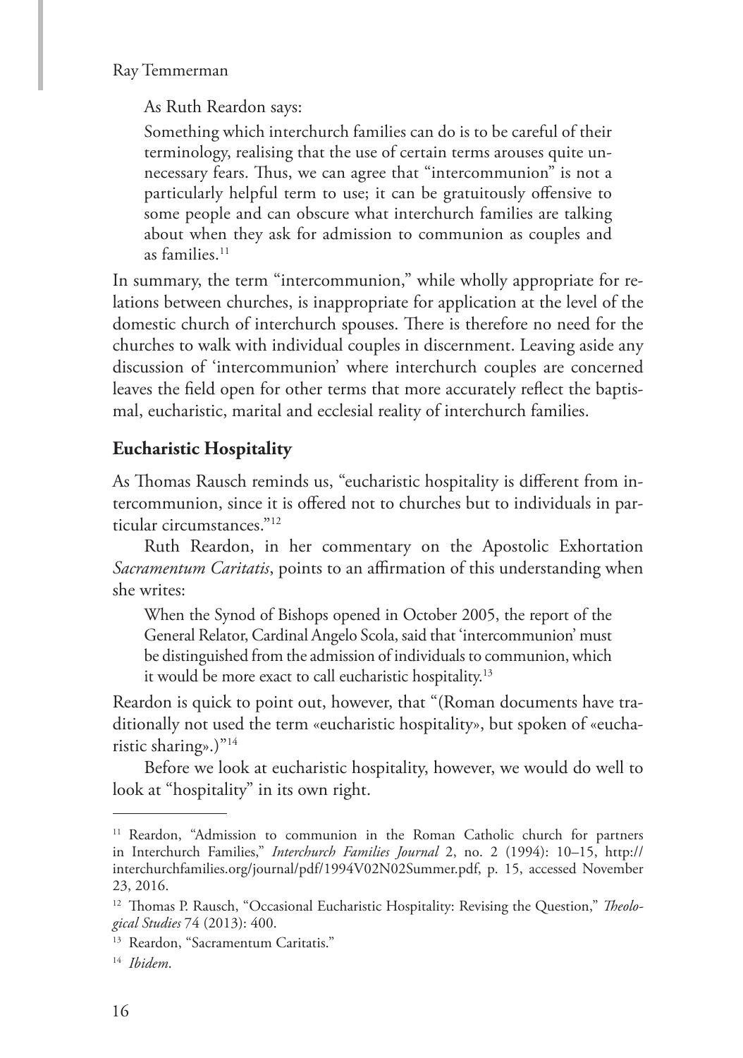As Ruth Reardon says:

> Something which interchurch families can do is to be careful of their terminology, realising that the use of certain terms arouses quite unnecessary fears. Thus, we can agree that "intercommunion" is not a particularly helpful term to use; it can be gratuitously offensive to some people and can obscure what interchurch families are talking about when they ask for admission to communion as couples and as families.[11]

In summary, the term "intercommunion," while wholly appropriate for relations between churches, is inappropriate for application at the level of the domestic church of interchurch spouses. There is therefore no need for the churches to walk with individual couples in discernment. Leaving aside any discussion of 'intercommunion' where interchurch couples are concerned leaves the field open for other terms that more accurately reflect the baptismal, eucharistic, marital and ecclesial reality of interchurch families.

## Eucharistic Hospitality

As Thomas Rausch reminds us, "eucharistic hospitality is different from intercommunion, since it is offered not to churches but to individuals in particular circumstances."[12]

Ruth Reardon, in her commentary on the Apostolic Exhortation *Sacramentum Caritatis*, points to an affirmation of this understanding when she writes:

> When the Synod of Bishops opened in October 2005, the report of the General Relator, Cardinal Angelo Scola, said that 'intercommunion' must be distinguished from the admission of individuals to communion, which it would be more exact to call eucharistic hospitality.[13]

Reardon is quick to point out, however, that "(Roman documents have traditionally not used the term «eucharistic hospitality», but spoken of «eucharistic sharing».)"[14]

Before we look at eucharistic hospitality, however, we would do well to look at "hospitality" in its own right.

---

[11] Reardon, "Admission to communion in the Roman Catholic church for partners in Interchurch Families," *Interchurch Families Journal* 2, no. 2 (1994): 10–15, http://interchurchfamilies.org/journal/pdf/1994V02N02Summer.pdf, p. 15, accessed November 23, 2016.

[12] Thomas P. Rausch, "Occasional Eucharistic Hospitality: Revising the Question," *Theological Studies* 74 (2013): 400.

[13] Reardon, "Sacramentum Caritatis."

[14] *Ibidem*.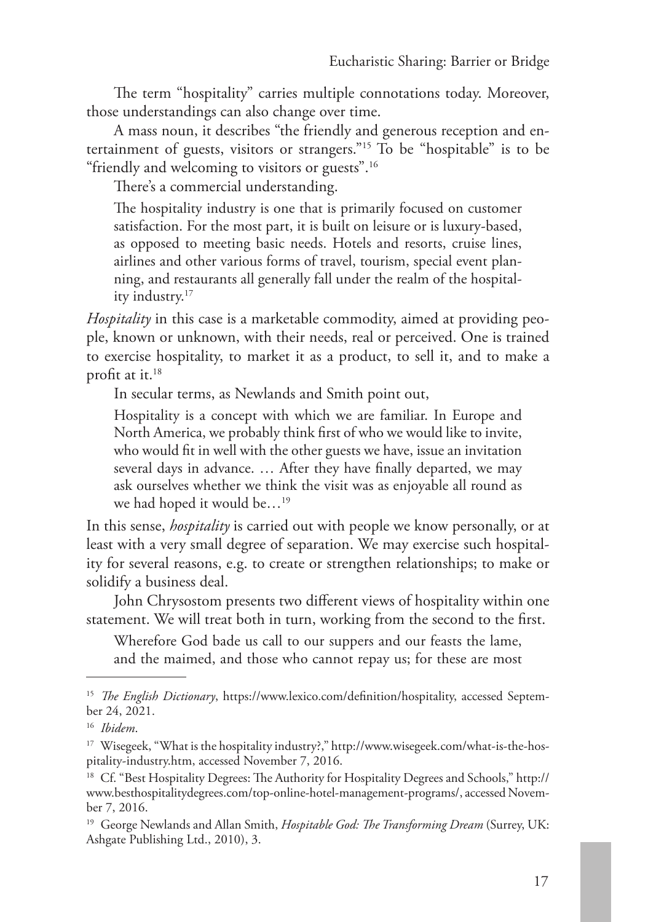The term “hospitality” carries multiple connotations today. Moreover, those understandings can also change over time.

A mass noun, it describes “the friendly and generous reception and entertainment of guests, visitors or strangers.”[15] To be “hospitable” is to be “friendly and welcoming to visitors or guests”.[16]

There’s a commercial understanding.

> The hospitality industry is one that is primarily focused on customer satisfaction. For the most part, it is built on leisure or is luxury-based, as opposed to meeting basic needs. Hotels and resorts, cruise lines, airlines and other various forms of travel, tourism, special event planning, and restaurants all generally fall under the realm of the hospitality industry.[17]

*Hospitality* in this case is a marketable commodity, aimed at providing people, known or unknown, with their needs, real or perceived. One is trained to exercise hospitality, to market it as a product, to sell it, and to make a profit at it.[18]

In secular terms, as Newlands and Smith point out,

> Hospitality is a concept with which we are familiar. In Europe and North America, we probably think first of who we would like to invite, who would fit in well with the other guests we have, issue an invitation several days in advance. … After they have finally departed, we may ask ourselves whether we think the visit was as enjoyable all round as we had hoped it would be…[19]

In this sense, *hospitality* is carried out with people we know personally, or at least with a very small degree of separation. We may exercise such hospitality for several reasons, e.g. to create or strengthen relationships; to make or solidify a business deal.

John Chrysostom presents two different views of hospitality within one statement. We will treat both in turn, working from the second to the first.

> Wherefore God bade us call to our suppers and our feasts the lame, and the maimed, and those who cannot repay us; for these are most

---

[15] *The English Dictionary*, https://www.lexico.com/definition/hospitality, accessed September 24, 2021.

[16] *Ibidem*.

[17] Wisegeek, “What is the hospitality industry?,” http://www.wisegeek.com/what-is-the-hospitality-industry.htm, accessed November 7, 2016.

[18] Cf. “Best Hospitality Degrees: The Authority for Hospitality Degrees and Schools,” http://www.besthospitalitydegrees.com/top-online-hotel-management-programs/, accessed November 7, 2016.

[19] George Newlands and Allan Smith, *Hospitable God: The Transforming Dream* (Surrey, UK: Ashgate Publishing Ltd., 2010), 3.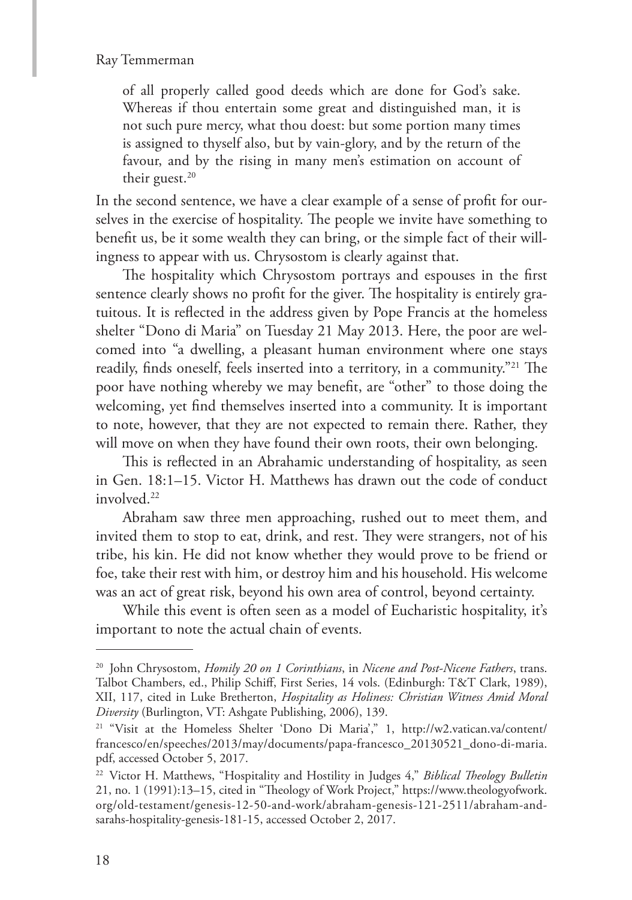> of all properly called good deeds which are done for God's sake. Whereas if thou entertain some great and distinguished man, it is not such pure mercy, what thou doest: but some portion many times is assigned to thyself also, but by vain-glory, and by the return of the favour, and by the rising in many men's estimation on account of their guest.[20]

In the second sentence, we have a clear example of a sense of profit for ourselves in the exercise of hospitality. The people we invite have something to benefit us, be it some wealth they can bring, or the simple fact of their willingness to appear with us. Chrysostom is clearly against that.

The hospitality which Chrysostom portrays and espouses in the first sentence clearly shows no profit for the giver. The hospitality is entirely gratuitous. It is reflected in the address given by Pope Francis at the homeless shelter "Dono di Maria" on Tuesday 21 May 2013. Here, the poor are welcomed into "a dwelling, a pleasant human environment where one stays readily, finds oneself, feels inserted into a territory, in a community."[21] The poor have nothing whereby we may benefit, are "other" to those doing the welcoming, yet find themselves inserted into a community. It is important to note, however, that they are not expected to remain there. Rather, they will move on when they have found their own roots, their own belonging.

This is reflected in an Abrahamic understanding of hospitality, as seen in Gen. 18:1–15. Victor H. Matthews has drawn out the code of conduct involved.[22]

Abraham saw three men approaching, rushed out to meet them, and invited them to stop to eat, drink, and rest. They were strangers, not of his tribe, his kin. He did not know whether they would prove to be friend or foe, take their rest with him, or destroy him and his household. His welcome was an act of great risk, beyond his own area of control, beyond certainty.

While this event is often seen as a model of Eucharistic hospitality, it's important to note the actual chain of events.

---

[20] John Chrysostom, *Homily 20 on 1 Corinthians*, in *Nicene and Post-Nicene Fathers*, trans. Talbot Chambers, ed., Philip Schiff, First Series, 14 vols. (Edinburgh: T&T Clark, 1989), XII, 117, cited in Luke Bretherton, *Hospitality as Holiness: Christian Witness Amid Moral Diversity* (Burlington, VT: Ashgate Publishing, 2006), 139.

[21] "Visit at the Homeless Shelter 'Dono Di Maria'," 1, http://w2.vatican.va/content/francesco/en/speeches/2013/may/documents/papa-francesco_20130521_dono-di-maria.pdf, accessed October 5, 2017.

[22] Victor H. Matthews, "Hospitality and Hostility in Judges 4," *Biblical Theology Bulletin* 21, no. 1 (1991):13–15, cited in "Theology of Work Project," https://www.theologyofwork.org/old-testament/genesis-12-50-and-work/abraham-genesis-121-2511/abraham-and-sarahs-hospitality-genesis-181-15, accessed October 2, 2017.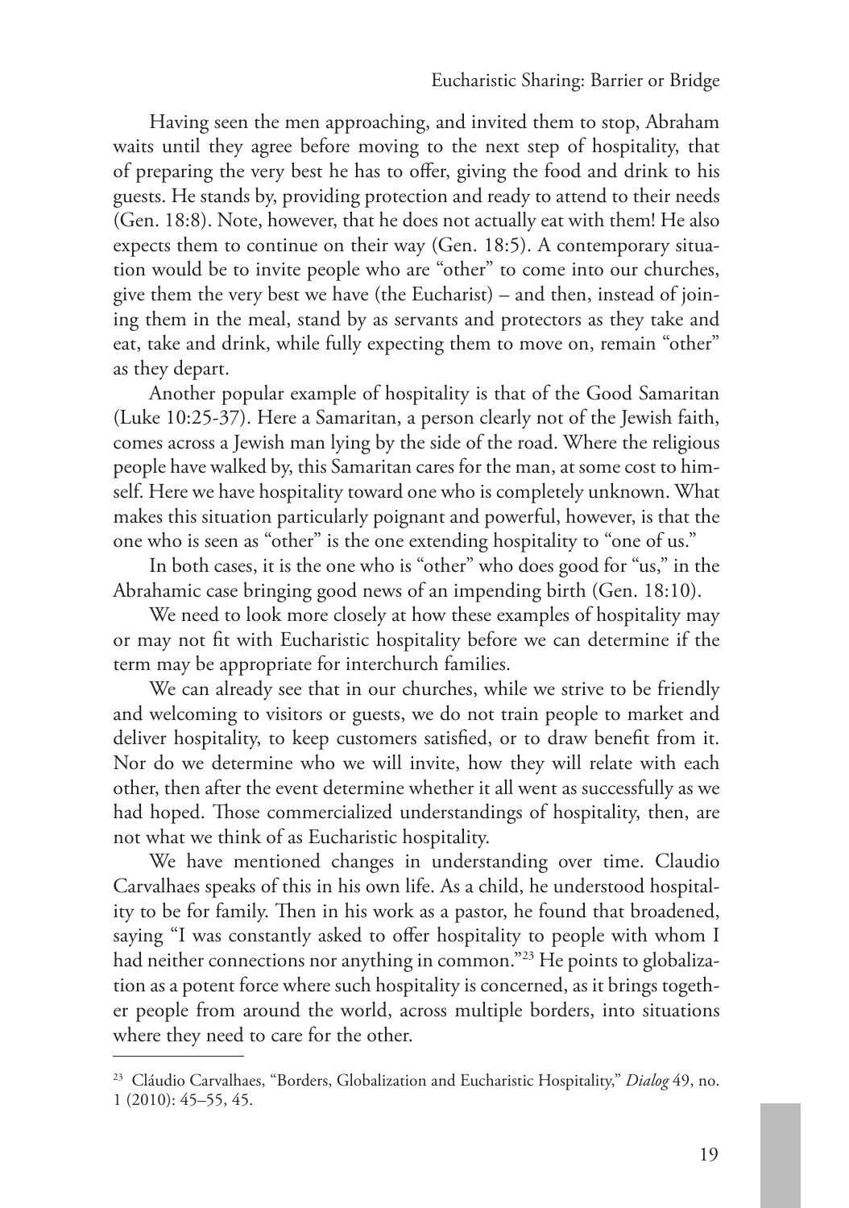Having seen the men approaching, and invited them to stop, Abraham waits until they agree before moving to the next step of hospitality, that of preparing the very best he has to offer, giving the food and drink to his guests. He stands by, providing protection and ready to attend to their needs (Gen. 18:8). Note, however, that he does not actually eat with them! He also expects them to continue on their way (Gen. 18:5). A contemporary situation would be to invite people who are "other" to come into our churches, give them the very best we have (the Eucharist) – and then, instead of joining them in the meal, stand by as servants and protectors as they take and eat, take and drink, while fully expecting them to move on, remain "other" as they depart.

Another popular example of hospitality is that of the Good Samaritan (Luke 10:25-37). Here a Samaritan, a person clearly not of the Jewish faith, comes across a Jewish man lying by the side of the road. Where the religious people have walked by, this Samaritan cares for the man, at some cost to himself. Here we have hospitality toward one who is completely unknown. What makes this situation particularly poignant and powerful, however, is that the one who is seen as "other" is the one extending hospitality to "one of us."

In both cases, it is the one who is "other" who does good for "us," in the Abrahamic case bringing good news of an impending birth (Gen. 18:10).

We need to look more closely at how these examples of hospitality may or may not fit with Eucharistic hospitality before we can determine if the term may be appropriate for interchurch families.

We can already see that in our churches, while we strive to be friendly and welcoming to visitors or guests, we do not train people to market and deliver hospitality, to keep customers satisfied, or to draw benefit from it. Nor do we determine who we will invite, how they will relate with each other, then after the event determine whether it all went as successfully as we had hoped. Those commercialized understandings of hospitality, then, are not what we think of as Eucharistic hospitality.

We have mentioned changes in understanding over time. Claudio Carvalhaes speaks of this in his own life. As a child, he understood hospitality to be for family. Then in his work as a pastor, he found that broadened, saying "I was constantly asked to offer hospitality to people with whom I had neither connections nor anything in common."[23] He points to globalization as a potent force where such hospitality is concerned, as it brings together people from around the world, across multiple borders, into situations where they need to care for the other.

---

[23] Cláudio Carvalhaes, "Borders, Globalization and Eucharistic Hospitality," *Dialog* 49, no. 1 (2010): 45–55, 45.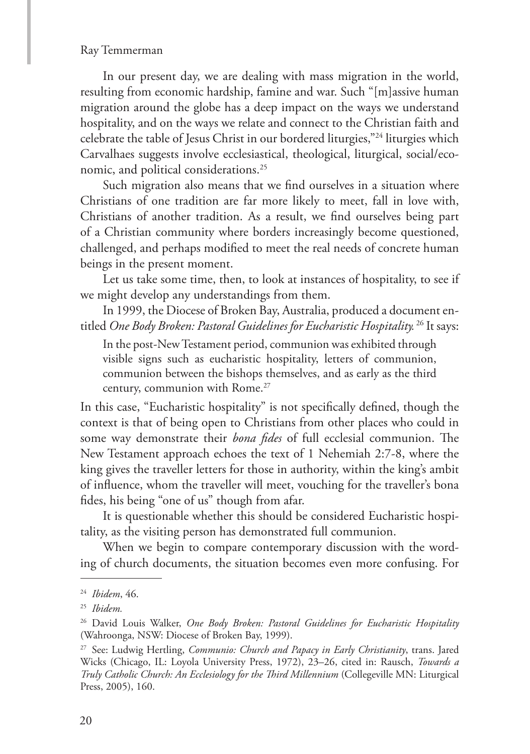In our present day, we are dealing with mass migration in the world, resulting from economic hardship, famine and war. Such "[m]assive human migration around the globe has a deep impact on the ways we understand hospitality, and on the ways we relate and connect to the Christian faith and celebrate the table of Jesus Christ in our bordered liturgies,"[24] liturgies which Carvalhaes suggests involve ecclesiastical, theological, liturgical, social/economic, and political considerations.[25]

Such migration also means that we find ourselves in a situation where Christians of one tradition are far more likely to meet, fall in love with, Christians of another tradition. As a result, we find ourselves being part of a Christian community where borders increasingly become questioned, challenged, and perhaps modified to meet the real needs of concrete human beings in the present moment.

Let us take some time, then, to look at instances of hospitality, to see if we might develop any understandings from them.

In 1999, the Diocese of Broken Bay, Australia, produced a document entitled *One Body Broken: Pastoral Guidelines for Eucharistic Hospitality.*[26] It says:

> In the post-New Testament period, communion was exhibited through visible signs such as eucharistic hospitality, letters of communion, communion between the bishops themselves, and as early as the third century, communion with Rome.[27]

In this case, "Eucharistic hospitality" is not specifically defined, though the context is that of being open to Christians from other places who could in some way demonstrate their *bona fides* of full ecclesial communion. The New Testament approach echoes the text of 1 Nehemiah 2:7-8, where the king gives the traveller letters for those in authority, within the king's ambit of influence, whom the traveller will meet, vouching for the traveller's bona fides, his being "one of us" though from afar.

It is questionable whether this should be considered Eucharistic hospitality, as the visiting person has demonstrated full communion.

When we begin to compare contemporary discussion with the wording of church documents, the situation becomes even more confusing. For

---

[24] *Ibidem*, 46.

[25] *Ibidem.*

[26] David Louis Walker, *One Body Broken: Pastoral Guidelines for Eucharistic Hospitality* (Wahroonga, NSW: Diocese of Broken Bay, 1999).

[27] See: Ludwig Hertling, *Communio: Church and Papacy in Early Christianity*, trans. Jared Wicks (Chicago, IL: Loyola University Press, 1972), 23–26, cited in: Rausch, *Towards a Truly Catholic Church: An Ecclesiology for the Third Millennium* (Collegeville MN: Liturgical Press, 2005), 160.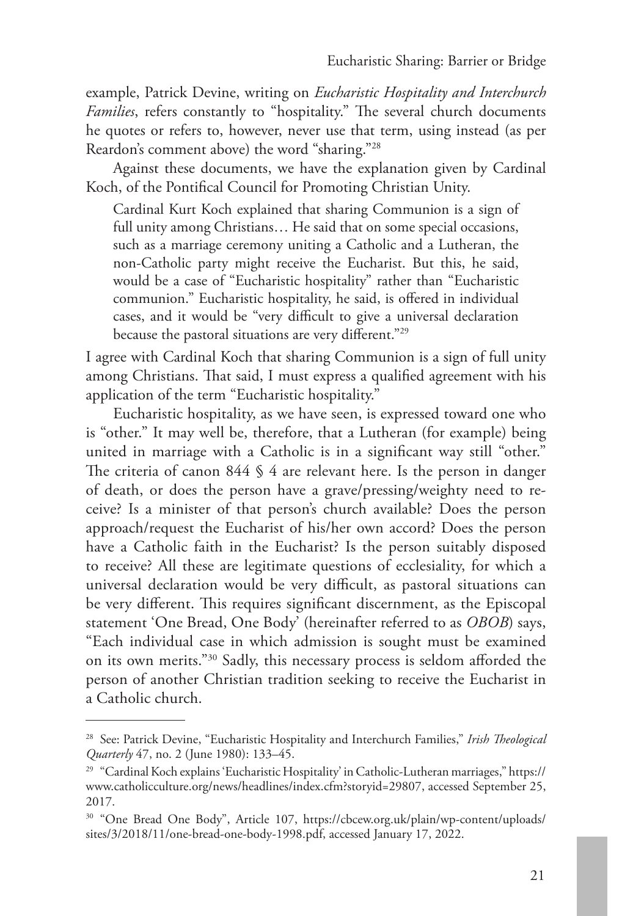example, Patrick Devine, writing on *Eucharistic Hospitality and Interchurch Families*, refers constantly to "hospitality." The several church documents he quotes or refers to, however, never use that term, using instead (as per Reardon's comment above) the word "sharing."[28]

Against these documents, we have the explanation given by Cardinal Koch, of the Pontifical Council for Promoting Christian Unity.

> Cardinal Kurt Koch explained that sharing Communion is a sign of full unity among Christians… He said that on some special occasions, such as a marriage ceremony uniting a Catholic and a Lutheran, the non-Catholic party might receive the Eucharist. But this, he said, would be a case of "Eucharistic hospitality" rather than "Eucharistic communion." Eucharistic hospitality, he said, is offered in individual cases, and it would be "very difficult to give a universal declaration because the pastoral situations are very different."[29]

I agree with Cardinal Koch that sharing Communion is a sign of full unity among Christians. That said, I must express a qualified agreement with his application of the term "Eucharistic hospitality."

Eucharistic hospitality, as we have seen, is expressed toward one who is "other." It may well be, therefore, that a Lutheran (for example) being united in marriage with a Catholic is in a significant way still "other." The criteria of canon 844 § 4 are relevant here. Is the person in danger of death, or does the person have a grave/pressing/weighty need to receive? Is a minister of that person's church available? Does the person approach/request the Eucharist of his/her own accord? Does the person have a Catholic faith in the Eucharist? Is the person suitably disposed to receive? All these are legitimate questions of ecclesiality, for which a universal declaration would be very difficult, as pastoral situations can be very different. This requires significant discernment, as the Episcopal statement 'One Bread, One Body' (hereinafter referred to as *OBOB*) says, "Each individual case in which admission is sought must be examined on its own merits."[30] Sadly, this necessary process is seldom afforded the person of another Christian tradition seeking to receive the Eucharist in a Catholic church.

---

[28] See: Patrick Devine, "Eucharistic Hospitality and Interchurch Families," *Irish Theological Quarterly* 47, no. 2 (June 1980): 133–45.

[29] "Cardinal Koch explains 'Eucharistic Hospitality' in Catholic-Lutheran marriages," https://www.catholicculture.org/news/headlines/index.cfm?storyid=29807, accessed September 25, 2017.

[30] "One Bread One Body", Article 107, https://cbcew.org.uk/plain/wp-content/uploads/sites/3/2018/11/one-bread-one-body-1998.pdf, accessed January 17, 2022.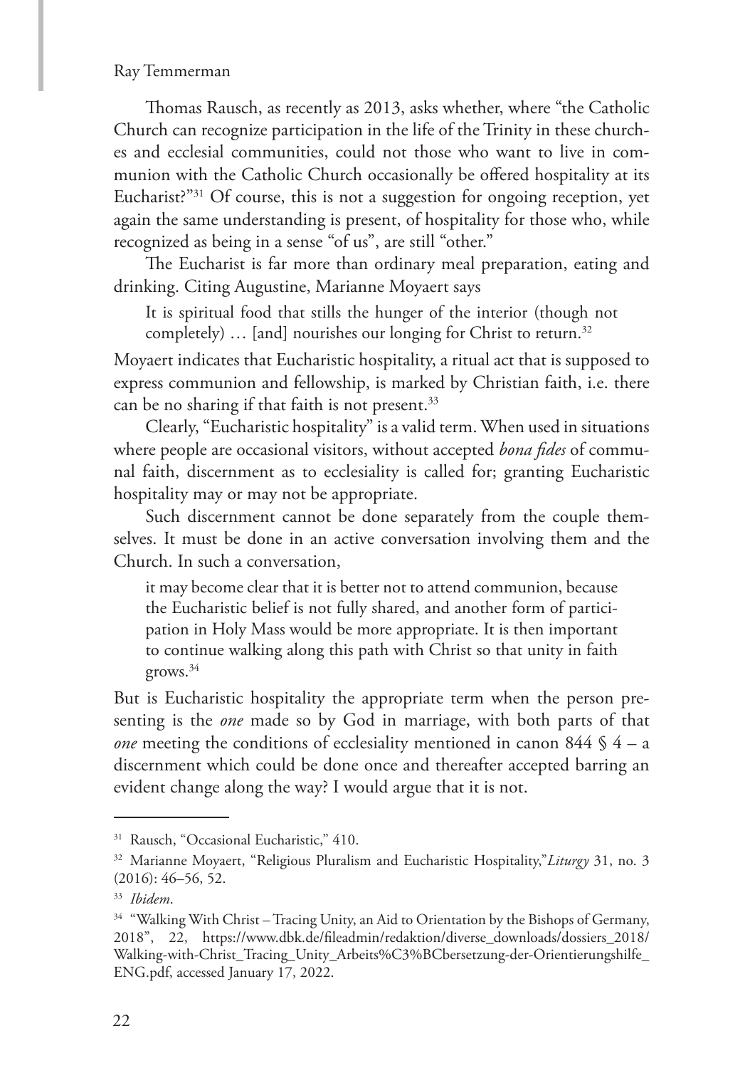Thomas Rausch, as recently as 2013, asks whether, where "the Catholic Church can recognize participation in the life of the Trinity in these churches and ecclesial communities, could not those who want to live in communion with the Catholic Church occasionally be offered hospitality at its Eucharist?"[31] Of course, this is not a suggestion for ongoing reception, yet again the same understanding is present, of hospitality for those who, while recognized as being in a sense "of us", are still "other."

The Eucharist is far more than ordinary meal preparation, eating and drinking. Citing Augustine, Marianne Moyaert says

> It is spiritual food that stills the hunger of the interior (though not completely) … [and] nourishes our longing for Christ to return.[32]

Moyaert indicates that Eucharistic hospitality, a ritual act that is supposed to express communion and fellowship, is marked by Christian faith, i.e. there can be no sharing if that faith is not present.[33]

Clearly, "Eucharistic hospitality" is a valid term. When used in situations where people are occasional visitors, without accepted *bona fides* of communal faith, discernment as to ecclesiality is called for; granting Eucharistic hospitality may or may not be appropriate.

Such discernment cannot be done separately from the couple themselves. It must be done in an active conversation involving them and the Church. In such a conversation,

> it may become clear that it is better not to attend communion, because the Eucharistic belief is not fully shared, and another form of participation in Holy Mass would be more appropriate. It is then important to continue walking along this path with Christ so that unity in faith grows.[34]

But is Eucharistic hospitality the appropriate term when the person presenting is the *one* made so by God in marriage, with both parts of that *one* meeting the conditions of ecclesiality mentioned in canon 844 § 4 – a discernment which could be done once and thereafter accepted barring an evident change along the way? I would argue that it is not.

---

[31] Rausch, "Occasional Eucharistic," 410.

[32] Marianne Moyaert, "Religious Pluralism and Eucharistic Hospitality,"*Liturgy* 31, no. 3 (2016): 46–56, 52.

[33] *Ibidem*.

[34] "Walking With Christ – Tracing Unity, an Aid to Orientation by the Bishops of Germany, 2018", 22, https://www.dbk.de/fileadmin/redaktion/diverse_downloads/dossiers_2018/Walking-with-Christ_Tracing_Unity_Arbeits%C3%BCbersetzung-der-Orientierungshilfe_ENG.pdf, accessed January 17, 2022.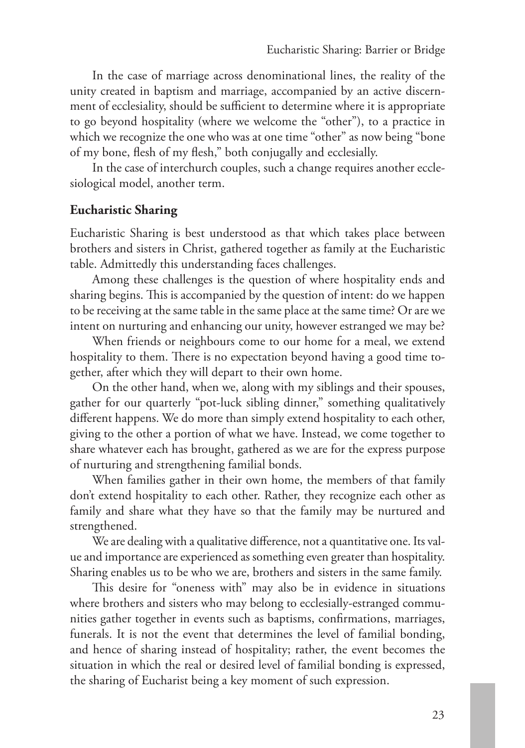In the case of marriage across denominational lines, the reality of the unity created in baptism and marriage, accompanied by an active discernment of ecclesiality, should be sufficient to determine where it is appropriate to go beyond hospitality (where we welcome the "other"), to a practice in which we recognize the one who was at one time "other" as now being "bone of my bone, flesh of my flesh," both conjugally and ecclesially.

In the case of interchurch couples, such a change requires another ecclesiological model, another term.

## Eucharistic Sharing

Eucharistic Sharing is best understood as that which takes place between brothers and sisters in Christ, gathered together as family at the Eucharistic table. Admittedly this understanding faces challenges.

Among these challenges is the question of where hospitality ends and sharing begins. This is accompanied by the question of intent: do we happen to be receiving at the same table in the same place at the same time? Or are we intent on nurturing and enhancing our unity, however estranged we may be?

When friends or neighbours come to our home for a meal, we extend hospitality to them. There is no expectation beyond having a good time together, after which they will depart to their own home.

On the other hand, when we, along with my siblings and their spouses, gather for our quarterly "pot-luck sibling dinner," something qualitatively different happens. We do more than simply extend hospitality to each other, giving to the other a portion of what we have. Instead, we come together to share whatever each has brought, gathered as we are for the express purpose of nurturing and strengthening familial bonds.

When families gather in their own home, the members of that family don't extend hospitality to each other. Rather, they recognize each other as family and share what they have so that the family may be nurtured and strengthened.

We are dealing with a qualitative difference, not a quantitative one. Its value and importance are experienced as something even greater than hospitality. Sharing enables us to be who we are, brothers and sisters in the same family.

This desire for "oneness with" may also be in evidence in situations where brothers and sisters who may belong to ecclesially-estranged communities gather together in events such as baptisms, confirmations, marriages, funerals. It is not the event that determines the level of familial bonding, and hence of sharing instead of hospitality; rather, the event becomes the situation in which the real or desired level of familial bonding is expressed, the sharing of Eucharist being a key moment of such expression.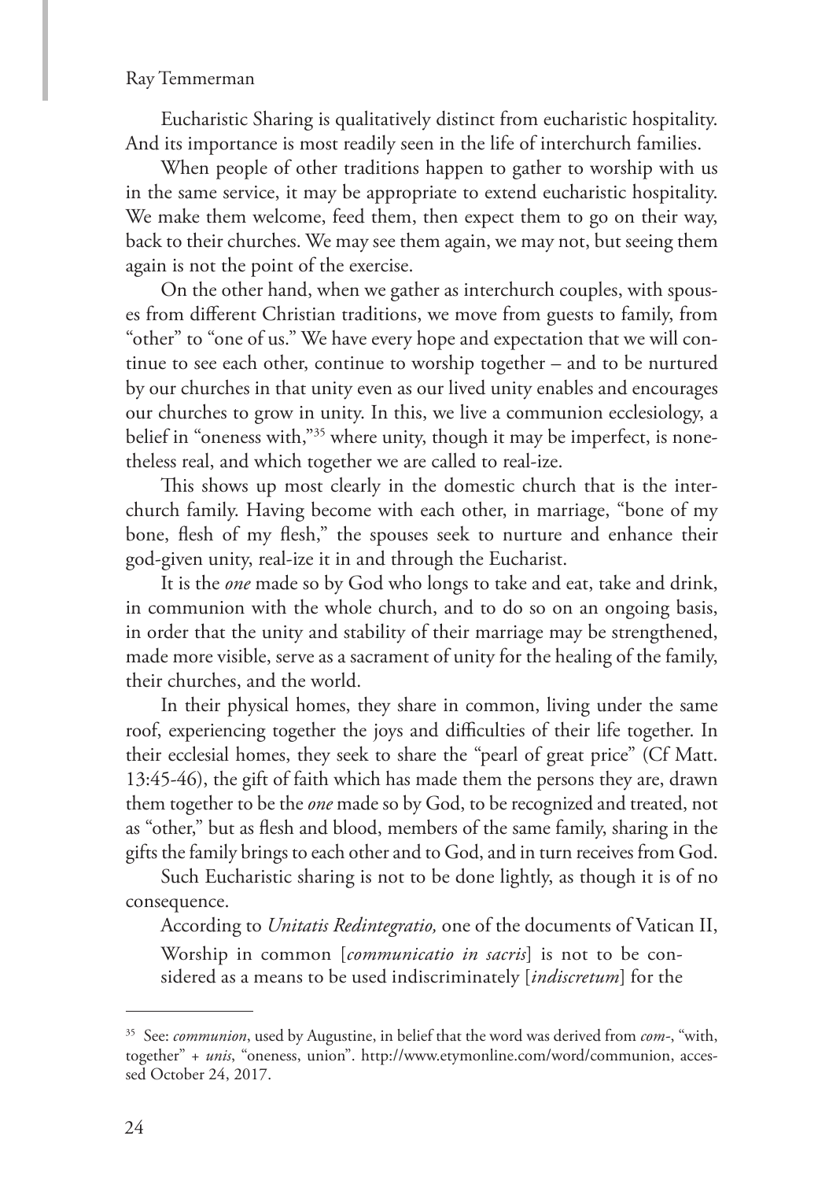Eucharistic Sharing is qualitatively distinct from eucharistic hospitality. And its importance is most readily seen in the life of interchurch families.

When people of other traditions happen to gather to worship with us in the same service, it may be appropriate to extend eucharistic hospitality. We make them welcome, feed them, then expect them to go on their way, back to their churches. We may see them again, we may not, but seeing them again is not the point of the exercise.

On the other hand, when we gather as interchurch couples, with spouses from different Christian traditions, we move from guests to family, from "other" to "one of us." We have every hope and expectation that we will continue to see each other, continue to worship together – and to be nurtured by our churches in that unity even as our lived unity enables and encourages our churches to grow in unity. In this, we live a communion ecclesiology, a belief in "oneness with,"[35] where unity, though it may be imperfect, is nonetheless real, and which together we are called to real-ize.

This shows up most clearly in the domestic church that is the interchurch family. Having become with each other, in marriage, "bone of my bone, flesh of my flesh," the spouses seek to nurture and enhance their god-given unity, real-ize it in and through the Eucharist.

It is the *one* made so by God who longs to take and eat, take and drink, in communion with the whole church, and to do so on an ongoing basis, in order that the unity and stability of their marriage may be strengthened, made more visible, serve as a sacrament of unity for the healing of the family, their churches, and the world.

In their physical homes, they share in common, living under the same roof, experiencing together the joys and difficulties of their life together. In their ecclesial homes, they seek to share the "pearl of great price" (Cf Matt. 13:45-46), the gift of faith which has made them the persons they are, drawn them together to be the *one* made so by God, to be recognized and treated, not as "other," but as flesh and blood, members of the same family, sharing in the gifts the family brings to each other and to God, and in turn receives from God.

Such Eucharistic sharing is not to be done lightly, as though it is of no consequence.

According to *Unitatis Redintegratio,* one of the documents of Vatican II,

> Worship in common [*communicatio in sacris*] is not to be considered as a means to be used indiscriminately [*indiscretum*] for the

---

[35] See: *communion*, used by Augustine, in belief that the word was derived from *com-*, "with, together" + *unis*, "oneness, union". http://www.etymonline.com/word/communion, accessed October 24, 2017.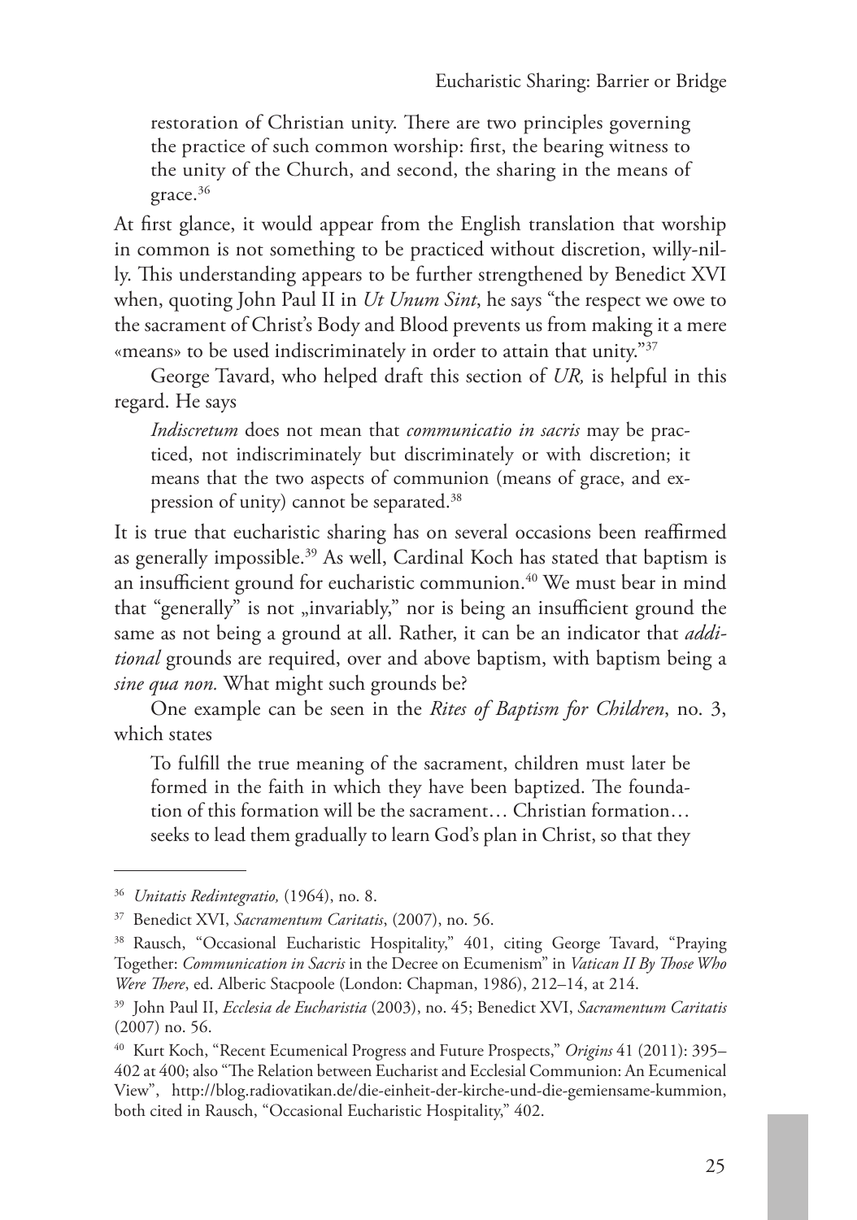> restoration of Christian unity. There are two principles governing the practice of such common worship: first, the bearing witness to the unity of the Church, and second, the sharing in the means of grace.[36]

At first glance, it would appear from the English translation that worship in common is not something to be practiced without discretion, willy-nilly. This understanding appears to be further strengthened by Benedict XVI when, quoting John Paul II in *Ut Unum Sint*, he says "the respect we owe to the sacrament of Christ's Body and Blood prevents us from making it a mere «means» to be used indiscriminately in order to attain that unity."[37]

George Tavard, who helped draft this section of *UR,* is helpful in this regard. He says

> *Indiscretum* does not mean that *communicatio in sacris* may be practiced, not indiscriminately but discriminately or with discretion; it means that the two aspects of communion (means of grace, and expression of unity) cannot be separated.[38]

It is true that eucharistic sharing has on several occasions been reaffirmed as generally impossible.[39] As well, Cardinal Koch has stated that baptism is an insufficient ground for eucharistic communion.[40] We must bear in mind that "generally" is not „invariably," nor is being an insufficient ground the same as not being a ground at all. Rather, it can be an indicator that *additional* grounds are required, over and above baptism, with baptism being a *sine qua non.* What might such grounds be?

One example can be seen in the *Rites of Baptism for Children*, no. 3, which states

> To fulfill the true meaning of the sacrament, children must later be formed in the faith in which they have been baptized. The foundation of this formation will be the sacrament… Christian formation… seeks to lead them gradually to learn God's plan in Christ, so that they

---

[36] *Unitatis Redintegratio,* (1964), no. 8.

[37] Benedict XVI, *Sacramentum Caritatis*, (2007), no. 56.

[38] Rausch, "Occasional Eucharistic Hospitality," 401, citing George Tavard, "Praying Together: *Communication in Sacris* in the Decree on Ecumenism" in *Vatican II By Those Who Were There*, ed. Alberic Stacpoole (London: Chapman, 1986), 212–14, at 214.

[39] John Paul II, *Ecclesia de Eucharistia* (2003), no. 45; Benedict XVI, *Sacramentum Caritatis* (2007) no. 56.

[40] Kurt Koch, "Recent Ecumenical Progress and Future Prospects," *Origins* 41 (2011): 395–402 at 400; also "The Relation between Eucharist and Ecclesial Communion: An Ecumenical View", http://blog.radiovatikan.de/die-einheit-der-kirche-und-die-gemiensame-kummion, both cited in Rausch, "Occasional Eucharistic Hospitality," 402.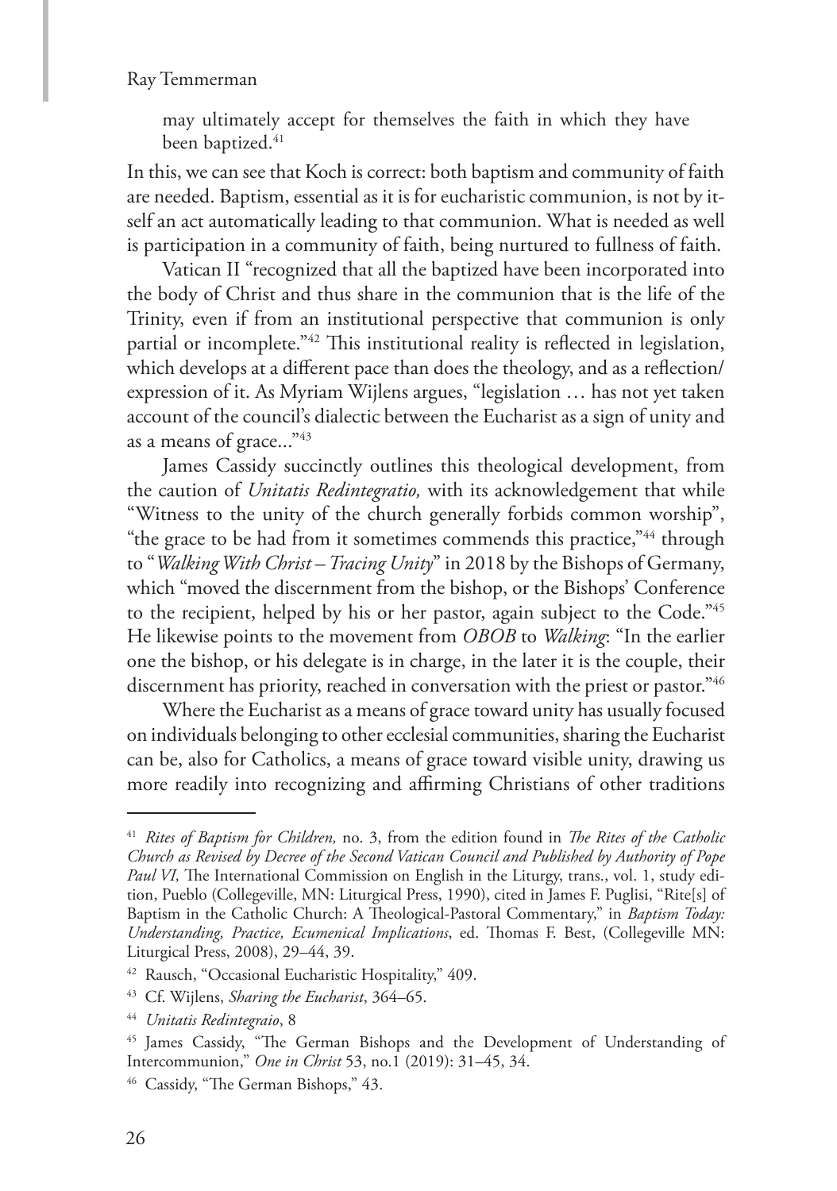may ultimately accept for themselves the faith in which they have been baptized.[41]

In this, we can see that Koch is correct: both baptism and community of faith are needed. Baptism, essential as it is for eucharistic communion, is not by itself an act automatically leading to that communion. What is needed as well is participation in a community of faith, being nurtured to fullness of faith.

Vatican II "recognized that all the baptized have been incorporated into the body of Christ and thus share in the communion that is the life of the Trinity, even if from an institutional perspective that communion is only partial or incomplete."[42] This institutional reality is reflected in legislation, which develops at a different pace than does the theology, and as a reflection/expression of it. As Myriam Wijlens argues, "legislation … has not yet taken account of the council's dialectic between the Eucharist as a sign of unity and as a means of grace..."[43]

James Cassidy succinctly outlines this theological development, from the caution of *Unitatis Redintegratio,* with its acknowledgement that while "Witness to the unity of the church generally forbids common worship", "the grace to be had from it sometimes commends this practice,"[44] through to "*Walking With Christ – Tracing Unity*" in 2018 by the Bishops of Germany, which "moved the discernment from the bishop, or the Bishops' Conference to the recipient, helped by his or her pastor, again subject to the Code."[45] He likewise points to the movement from *OBOB* to *Walking*: "In the earlier one the bishop, or his delegate is in charge, in the later it is the couple, their discernment has priority, reached in conversation with the priest or pastor."[46]

Where the Eucharist as a means of grace toward unity has usually focused on individuals belonging to other ecclesial communities, sharing the Eucharist can be, also for Catholics, a means of grace toward visible unity, drawing us more readily into recognizing and affirming Christians of other traditions

---

[41] *Rites of Baptism for Children,* no. 3, from the edition found in *The Rites of the Catholic Church as Revised by Decree of the Second Vatican Council and Published by Authority of Pope Paul VI,* The International Commission on English in the Liturgy, trans., vol. 1, study edition, Pueblo (Collegeville, MN: Liturgical Press, 1990), cited in James F. Puglisi, "Rite[s] of Baptism in the Catholic Church: A Theological-Pastoral Commentary," in *Baptism Today: Understanding, Practice, Ecumenical Implications*, ed. Thomas F. Best, (Collegeville MN: Liturgical Press, 2008), 29–44, 39.

[42] Rausch, "Occasional Eucharistic Hospitality," 409.

[43] Cf. Wijlens, *Sharing the Eucharist*, 364–65.

[44] *Unitatis Redintegraio*, 8

[45] James Cassidy, "The German Bishops and the Development of Understanding of Intercommunion," *One in Christ* 53, no.1 (2019): 31–45, 34.

[46] Cassidy, "The German Bishops," 43.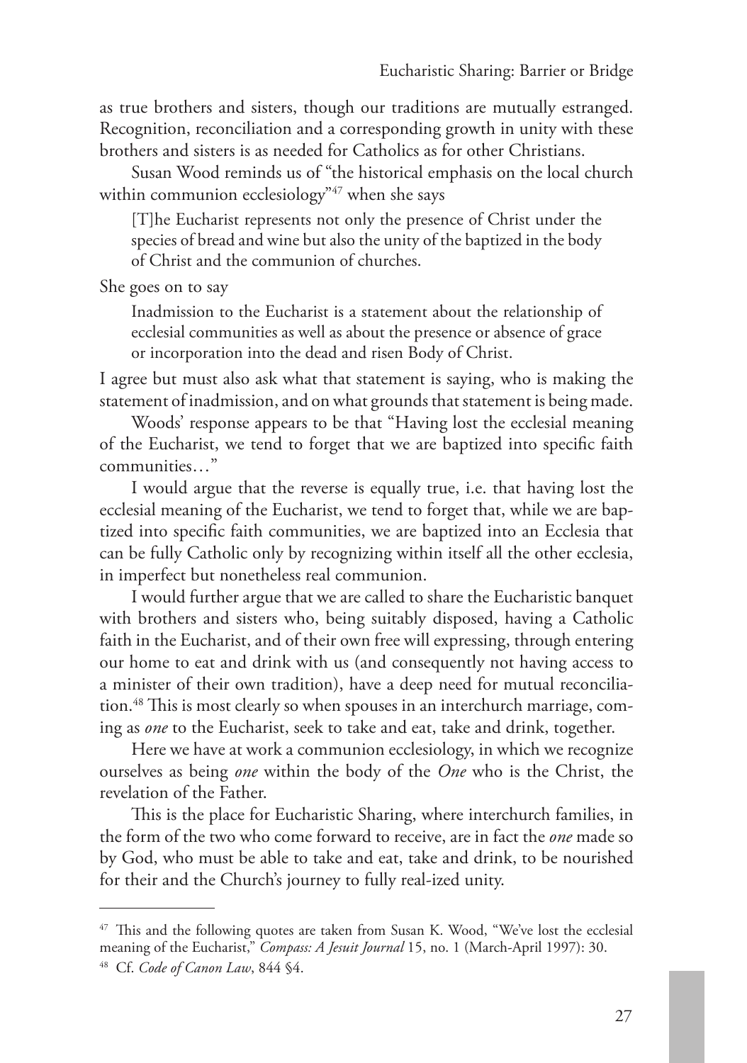as true brothers and sisters, though our traditions are mutually estranged. Recognition, reconciliation and a corresponding growth in unity with these brothers and sisters is as needed for Catholics as for other Christians.

Susan Wood reminds us of "the historical emphasis on the local church within communion ecclesiology"[47] when she says

> [T]he Eucharist represents not only the presence of Christ under the species of bread and wine but also the unity of the baptized in the body of Christ and the communion of churches.

She goes on to say

> Inadmission to the Eucharist is a statement about the relationship of ecclesial communities as well as about the presence or absence of grace or incorporation into the dead and risen Body of Christ.

I agree but must also ask what that statement is saying, who is making the statement of inadmission, and on what grounds that statement is being made.

Woods' response appears to be that "Having lost the ecclesial meaning of the Eucharist, we tend to forget that we are baptized into specific faith communities…"

I would argue that the reverse is equally true, i.e. that having lost the ecclesial meaning of the Eucharist, we tend to forget that, while we are baptized into specific faith communities, we are baptized into an Ecclesia that can be fully Catholic only by recognizing within itself all the other ecclesia, in imperfect but nonetheless real communion.

I would further argue that we are called to share the Eucharistic banquet with brothers and sisters who, being suitably disposed, having a Catholic faith in the Eucharist, and of their own free will expressing, through entering our home to eat and drink with us (and consequently not having access to a minister of their own tradition), have a deep need for mutual reconciliation.[48] This is most clearly so when spouses in an interchurch marriage, coming as *one* to the Eucharist, seek to take and eat, take and drink, together.

Here we have at work a communion ecclesiology, in which we recognize ourselves as being *one* within the body of the *One* who is the Christ, the revelation of the Father.

This is the place for Eucharistic Sharing, where interchurch families, in the form of the two who come forward to receive, are in fact the *one* made so by God, who must be able to take and eat, take and drink, to be nourished for their and the Church's journey to fully real-ized unity.

---

[47] This and the following quotes are taken from Susan K. Wood, "We've lost the ecclesial meaning of the Eucharist," *Compass: A Jesuit Journal* 15, no. 1 (March-April 1997): 30.

[48] Cf. *Code of Canon Law*, 844 §4.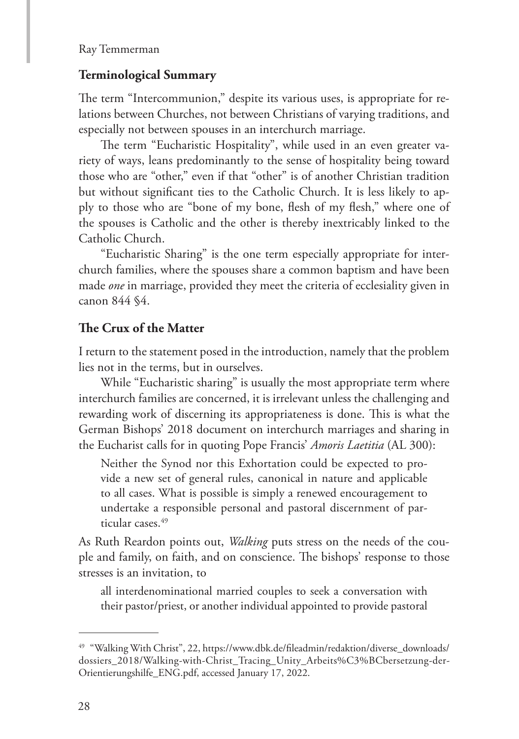## Terminological Summary

The term "Intercommunion," despite its various uses, is appropriate for relations between Churches, not between Christians of varying traditions, and especially not between spouses in an interchurch marriage.

The term "Eucharistic Hospitality", while used in an even greater variety of ways, leans predominantly to the sense of hospitality being toward those who are "other," even if that "other" is of another Christian tradition but without significant ties to the Catholic Church. It is less likely to apply to those who are "bone of my bone, flesh of my flesh," where one of the spouses is Catholic and the other is thereby inextricably linked to the Catholic Church.

"Eucharistic Sharing" is the one term especially appropriate for interchurch families, where the spouses share a common baptism and have been made *one* in marriage, provided they meet the criteria of ecclesiality given in canon 844 §4.

## The Crux of the Matter

I return to the statement posed in the introduction, namely that the problem lies not in the terms, but in ourselves.

While "Eucharistic sharing" is usually the most appropriate term where interchurch families are concerned, it is irrelevant unless the challenging and rewarding work of discerning its appropriateness is done. This is what the German Bishops' 2018 document on interchurch marriages and sharing in the Eucharist calls for in quoting Pope Francis' *Amoris Laetitia* (AL 300):

> Neither the Synod nor this Exhortation could be expected to provide a new set of general rules, canonical in nature and applicable to all cases. What is possible is simply a renewed encouragement to undertake a responsible personal and pastoral discernment of particular cases.[49]

As Ruth Reardon points out, *Walking* puts stress on the needs of the couple and family, on faith, and on conscience. The bishops' response to those stresses is an invitation, to

> all interdenominational married couples to seek a conversation with their pastor/priest, or another individual appointed to provide pastoral

---

[49] "Walking With Christ", 22, https://www.dbk.de/fileadmin/redaktion/diverse_downloads/dossiers_2018/Walking-with-Christ_Tracing_Unity_Arbeits%C3%BCbersetzung-der-Orientierungshilfe_ENG.pdf, accessed January 17, 2022.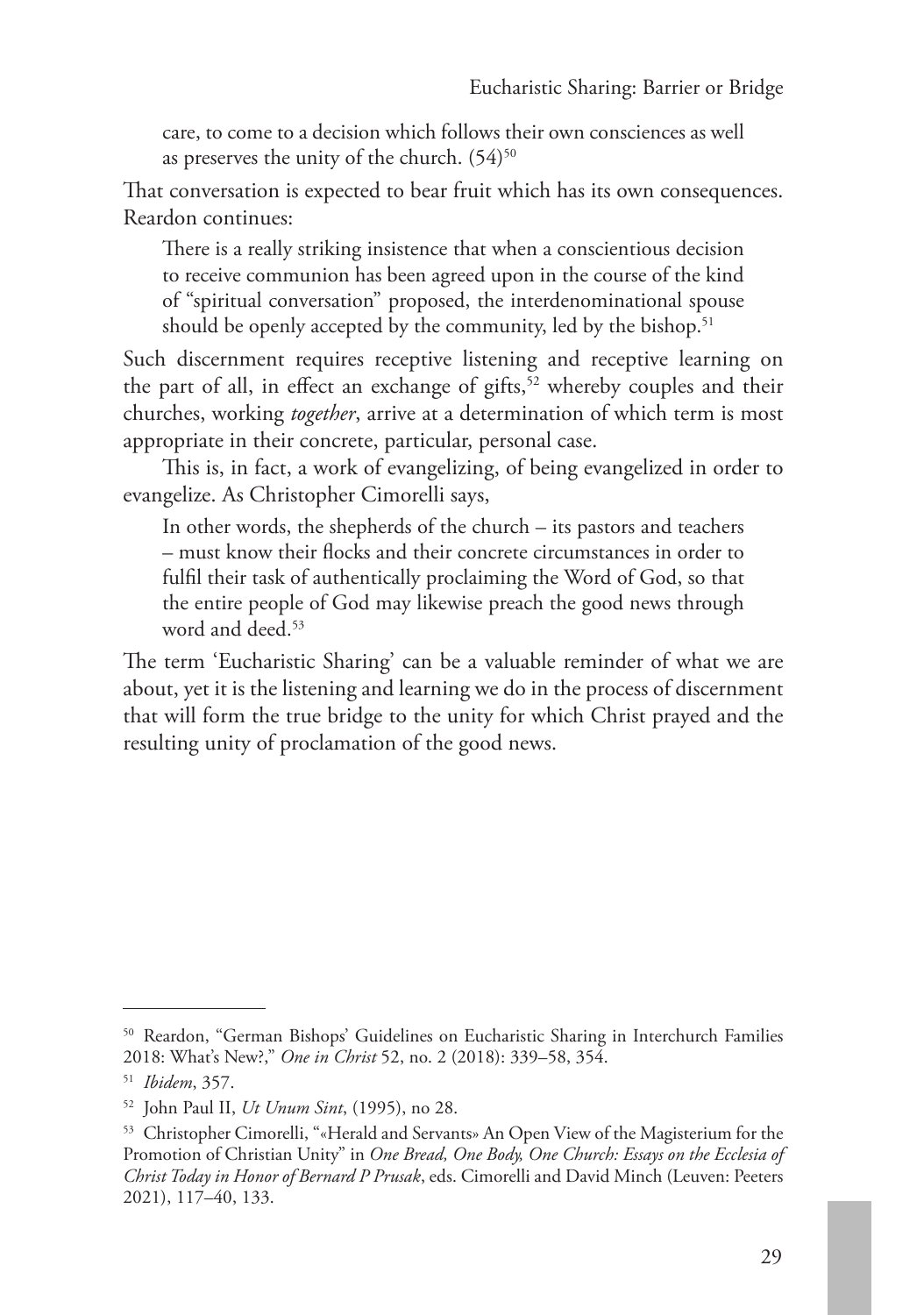> care, to come to a decision which follows their own consciences as well as preserves the unity of the church. (54)[50]

That conversation is expected to bear fruit which has its own consequences. Reardon continues:

> There is a really striking insistence that when a conscientious decision to receive communion has been agreed upon in the course of the kind of "spiritual conversation" proposed, the interdenominational spouse should be openly accepted by the community, led by the bishop.[51]

Such discernment requires receptive listening and receptive learning on the part of all, in effect an exchange of gifts,[52] whereby couples and their churches, working *together*, arrive at a determination of which term is most appropriate in their concrete, particular, personal case.

This is, in fact, a work of evangelizing, of being evangelized in order to evangelize. As Christopher Cimorelli says,

> In other words, the shepherds of the church – its pastors and teachers – must know their flocks and their concrete circumstances in order to fulfil their task of authentically proclaiming the Word of God, so that the entire people of God may likewise preach the good news through word and deed.[53]

The term 'Eucharistic Sharing' can be a valuable reminder of what we are about, yet it is the listening and learning we do in the process of discernment that will form the true bridge to the unity for which Christ prayed and the resulting unity of proclamation of the good news.

---

[50] Reardon, "German Bishops' Guidelines on Eucharistic Sharing in Interchurch Families 2018: What's New?," *One in Christ* 52, no. 2 (2018): 339–58, 354.

[51] *Ibidem*, 357.

[52] John Paul II, *Ut Unum Sint*, (1995), no 28.

[53] Christopher Cimorelli, "«Herald and Servants» An Open View of the Magisterium for the Promotion of Christian Unity" in *One Bread, One Body, One Church: Essays on the Ecclesia of Christ Today in Honor of Bernard P Prusak*, eds. Cimorelli and David Minch (Leuven: Peeters 2021), 117–40, 133.